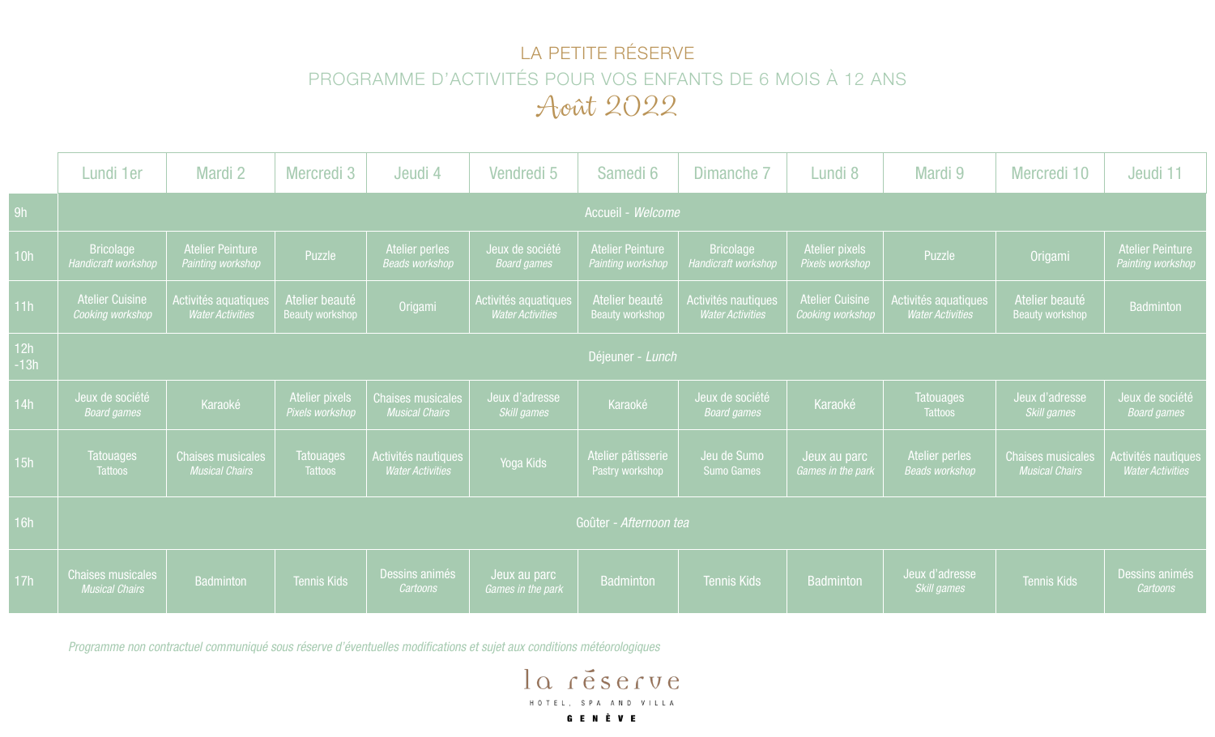# LA PETITE RÉSERVE

## PROGRAMME D'ACTIVITÉS POUR VOS ENFANTS DE 6 MOIS À 12 ANS

## Août 2022

| | Lundi 1er | Mardi 2 | Mercredi 3 | Jeudi 4 | Vendredi 5 | Samedi 6 | Dimanche 7 | Lundi 8 | Mardi 9 | Mercredi 10 | Jeudi 11 |
|---|---|---|---|---|---|---|---|---|---|---|---|
| 9h | Accueil - *Welcome* | | | | | | | | | | |
| 10h | Bricolage *Handicraft workshop* | Atelier Peinture *Painting workshop* | Puzzle | Atelier perles *Beads workshop* | Jeux de société *Board games* | Atelier Peinture *Painting workshop* | Bricolage *Handicraft workshop* | Atelier pixels *Pixels workshop* | Puzzle | Origami | Atelier Peinture *Painting workshop* |
| 11h | Atelier Cuisine *Cooking workshop* | Activités aquatiques *Water Activities* | Atelier beauté Beauty workshop | Origami | Activités aquatiques *Water Activities* | Atelier beauté Beauty workshop | Activités nautiques *Water Activities* | Atelier Cuisine *Cooking workshop* | Activités aquatiques *Water Activities* | Atelier beauté Beauty workshop | Badminton |
| 12h -13h | Déjeuner - *Lunch* | | | | | | | | | | |
| 14h | Jeux de société *Board games* | Karaoké | Atelier pixels *Pixels workshop* | Chaises musicales *Musical Chairs* | Jeux d'adresse *Skill games* | Karaoké | Jeux de société *Board games* | Karaoké | Tatouages Tattoos | Jeux d'adresse *Skill games* | Jeux de société *Board games* |
| 15h | Tatouages Tattoos | Chaises musicales *Musical Chairs* | Tatouages Tattoos | Activités nautiques *Water Activities* | Yoga Kids | Atelier pâtisserie Pastry workshop | Jeu de Sumo Sumo Games | Jeux au parc *Games in the park* | Atelier perles *Beads workshop* | Chaises musicales *Musical Chairs* | Activités nautiques *Water Activities* |
| 16h | Goûter - *Afternoon tea* | | | | | | | | | | |
| 17h | Chaises musicales *Musical Chairs* | Badminton | Tennis Kids | Dessins animés *Cartoons* | Jeux au parc *Games in the park* | Badminton | Tennis Kids | Badminton | Jeux d'adresse *Skill games* | Tennis Kids | Dessins animés *Cartoons* |

*Programme non contractuel communiqué sous réserve d'éventuelles modifications et sujet aux conditions météorologiques*

la réserve
HOTEL, SPA AND VILLA
GENÈVE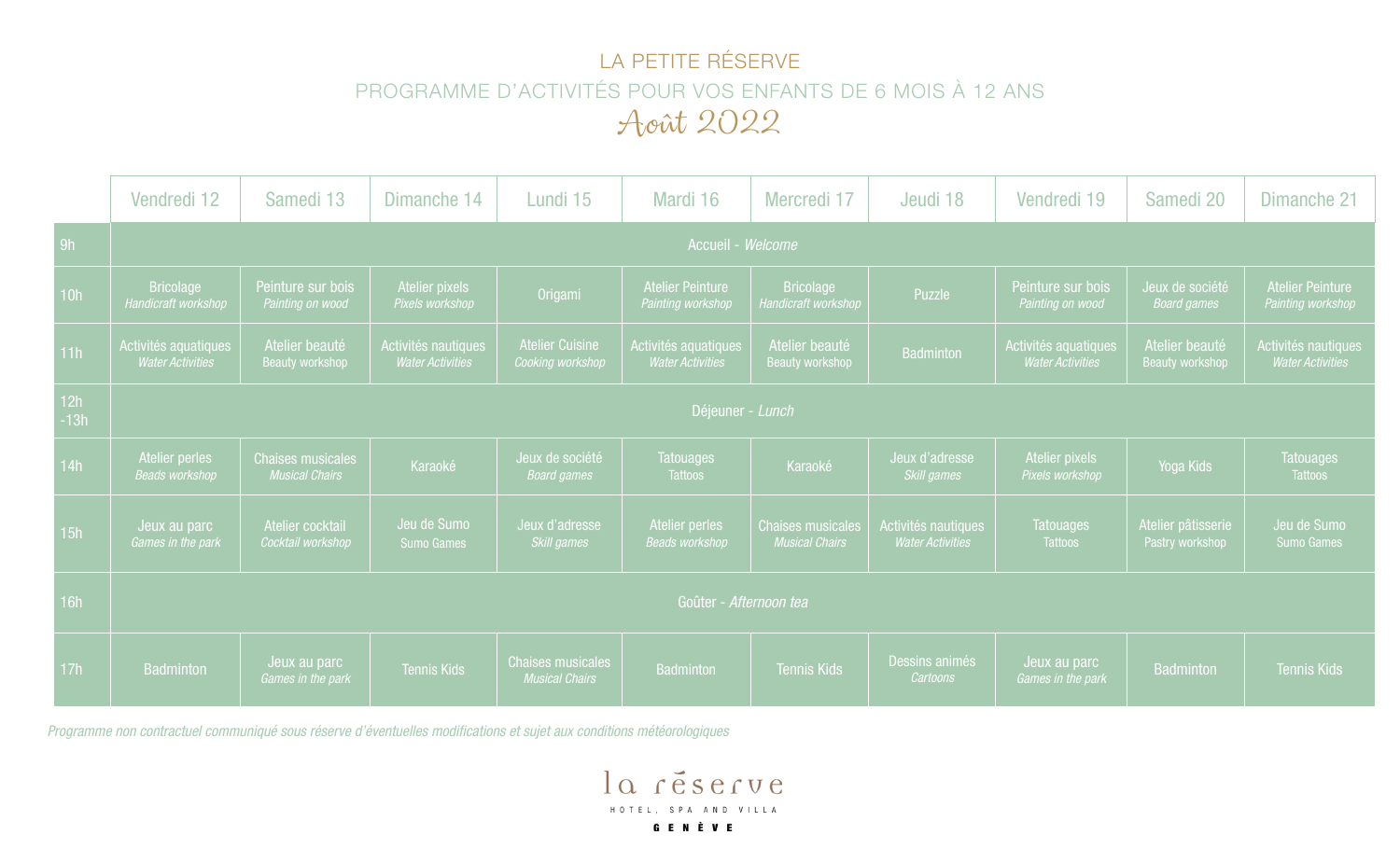LA PETITE RÉSERVE

PROGRAMME D'ACTIVITÉS POUR VOS ENFANTS DE 6 MOIS À 12 ANS

# Août 2022

| | Vendredi 12 | Samedi 13 | Dimanche 14 | Lundi 15 | Mardi 16 | Mercredi 17 | Jeudi 18 | Vendredi 19 | Samedi 20 | Dimanche 21 |
|---|---|---|---|---|---|---|---|---|---|---|
| 9h | Accueil - *Welcome* | | | | | | | | | |
| 10h | Bricolage *Handicraft workshop* | Peinture sur bois *Painting on wood* | Atelier pixels *Pixels workshop* | Origami | Atelier Peinture *Painting workshop* | Bricolage *Handicraft workshop* | Puzzle | Peinture sur bois *Painting on wood* | Jeux de société *Board games* | Atelier Peinture *Painting workshop* |
| 11h | Activités aquatiques *Water Activities* | Atelier beauté Beauty workshop | Activités nautiques *Water Activities* | Atelier Cuisine *Cooking workshop* | Activités aquatiques *Water Activities* | Atelier beauté Beauty workshop | Badminton | Activités aquatiques *Water Activities* | Atelier beauté Beauty workshop | Activités nautiques *Water Activities* |
| 12h -13h | Déjeuner - *Lunch* | | | | | | | | | |
| 14h | Atelier perles *Beads workshop* | Chaises musicales *Musical Chairs* | Karaoké | Jeux de société *Board games* | Tatouages Tattoos | Karaoké | Jeux d'adresse *Skill games* | Atelier pixels *Pixels workshop* | Yoga Kids | Tatouages Tattoos |
| 15h | Jeux au parc *Games in the park* | Atelier cocktail *Cocktail workshop* | Jeu de Sumo Sumo Games | Jeux d'adresse *Skill games* | Atelier perles *Beads workshop* | Chaises musicales *Musical Chairs* | Activités nautiques *Water Activities* | Tatouages Tattoos | Atelier pâtisserie Pastry workshop | Jeu de Sumo Sumo Games |
| 16h | Goûter - *Afternoon tea* | | | | | | | | | |
| 17h | Badminton | Jeux au parc *Games in the park* | Tennis Kids | Chaises musicales *Musical Chairs* | Badminton | Tennis Kids | Dessins animés *Cartoons* | Jeux au parc *Games in the park* | Badminton | Tennis Kids |

*Programme non contractuel communiqué sous réserve d'éventuelles modifications et sujet aux conditions météorologiques*

la réserve

HOTEL, SPA AND VILLA

GENÈVE